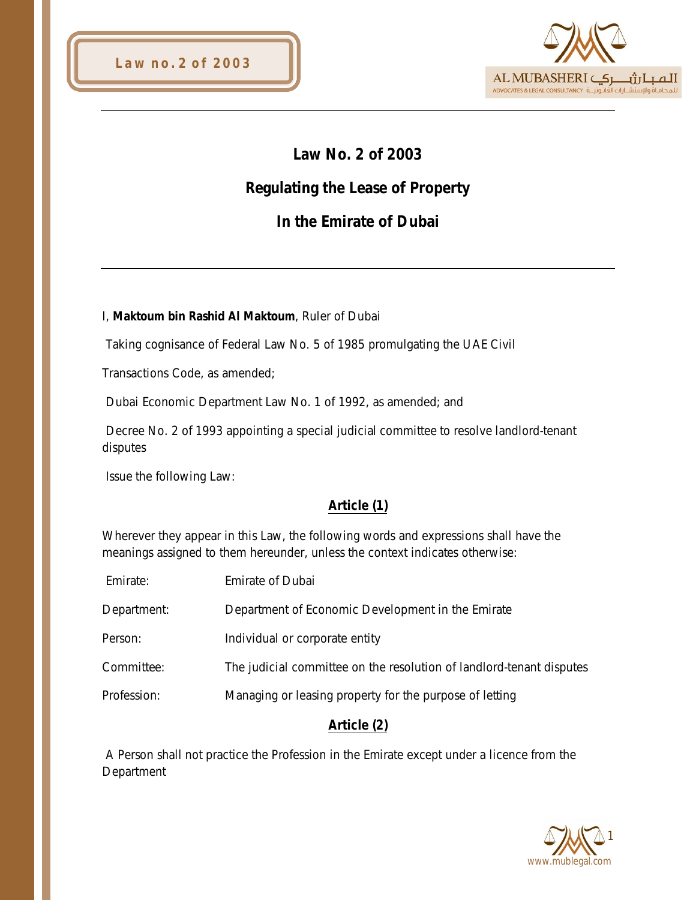# Law No. 2 of 2003

## Regulating the Lease of Property

## In the Emirate of Dubai

I, **Maktoum bin Rashid Al Maktoum**, Ruler of Dubai

Taking cognisance of Federal Law No. 5 of 1985 promulgating the UAE Civil Transactions Code, as amended;

Dubai Economic Department Law No. 1 of 1992, as amended; and

Decree No. 2 of 1993 appointing a special judicial committee to resolve landlord-tenant disputes

Issue the following Law:

### Article (1)

Wherever they appear in this Law, the following words and expressions shall have the meanings assigned to them hereunder, unless the context indicates otherwise:

| | |
|---|---|
| Emirate: | Emirate of Dubai |
| Department: | Department of Economic Development in the Emirate |
| Person: | Individual or corporate entity |
| Committee: | The judicial committee on the resolution of landlord-tenant disputes |
| Profession: | Managing or leasing property for the purpose of letting |

### Article (2)

A Person shall not practice the Profession in the Emirate except under a licence from the Department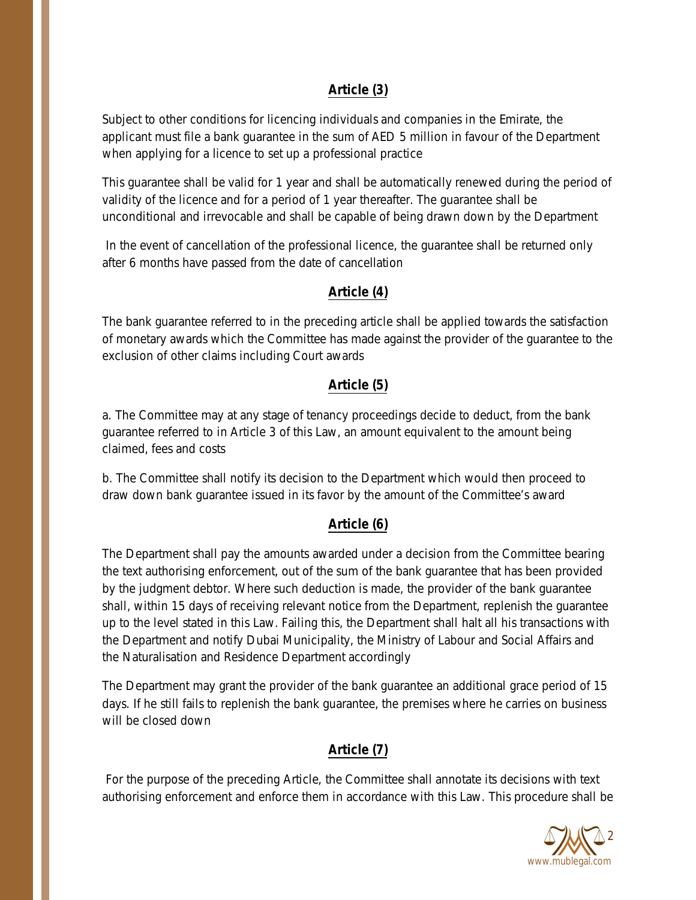## Article (3)

Subject to other conditions for licencing individuals and companies in the Emirate, the applicant must file a bank guarantee in the sum of AED 5 million in favour of the Department when applying for a licence to set up a professional practice

This guarantee shall be valid for 1 year and shall be automatically renewed during the period of validity of the licence and for a period of 1 year thereafter. The guarantee shall be unconditional and irrevocable and shall be capable of being drawn down by the Department

In the event of cancellation of the professional licence, the guarantee shall be returned only after 6 months have passed from the date of cancellation

## Article (4)

The bank guarantee referred to in the preceding article shall be applied towards the satisfaction of monetary awards which the Committee has made against the provider of the guarantee to the exclusion of other claims including Court awards

## Article (5)

a. The Committee may at any stage of tenancy proceedings decide to deduct, from the bank guarantee referred to in Article 3 of this Law, an amount equivalent to the amount being claimed, fees and costs

b. The Committee shall notify its decision to the Department which would then proceed to draw down bank guarantee issued in its favor by the amount of the Committee's award

## Article (6)

The Department shall pay the amounts awarded under a decision from the Committee bearing the text authorising enforcement, out of the sum of the bank guarantee that has been provided by the judgment debtor. Where such deduction is made, the provider of the bank guarantee shall, within 15 days of receiving relevant notice from the Department, replenish the guarantee up to the level stated in this Law. Failing this, the Department shall halt all his transactions with the Department and notify Dubai Municipality, the Ministry of Labour and Social Affairs and the Naturalisation and Residence Department accordingly

The Department may grant the provider of the bank guarantee an additional grace period of 15 days. If he still fails to replenish the bank guarantee, the premises where he carries on business will be closed down

## Article (7)

For the purpose of the preceding Article, the Committee shall annotate its decisions with text authorising enforcement and enforce them in accordance with this Law. This procedure shall be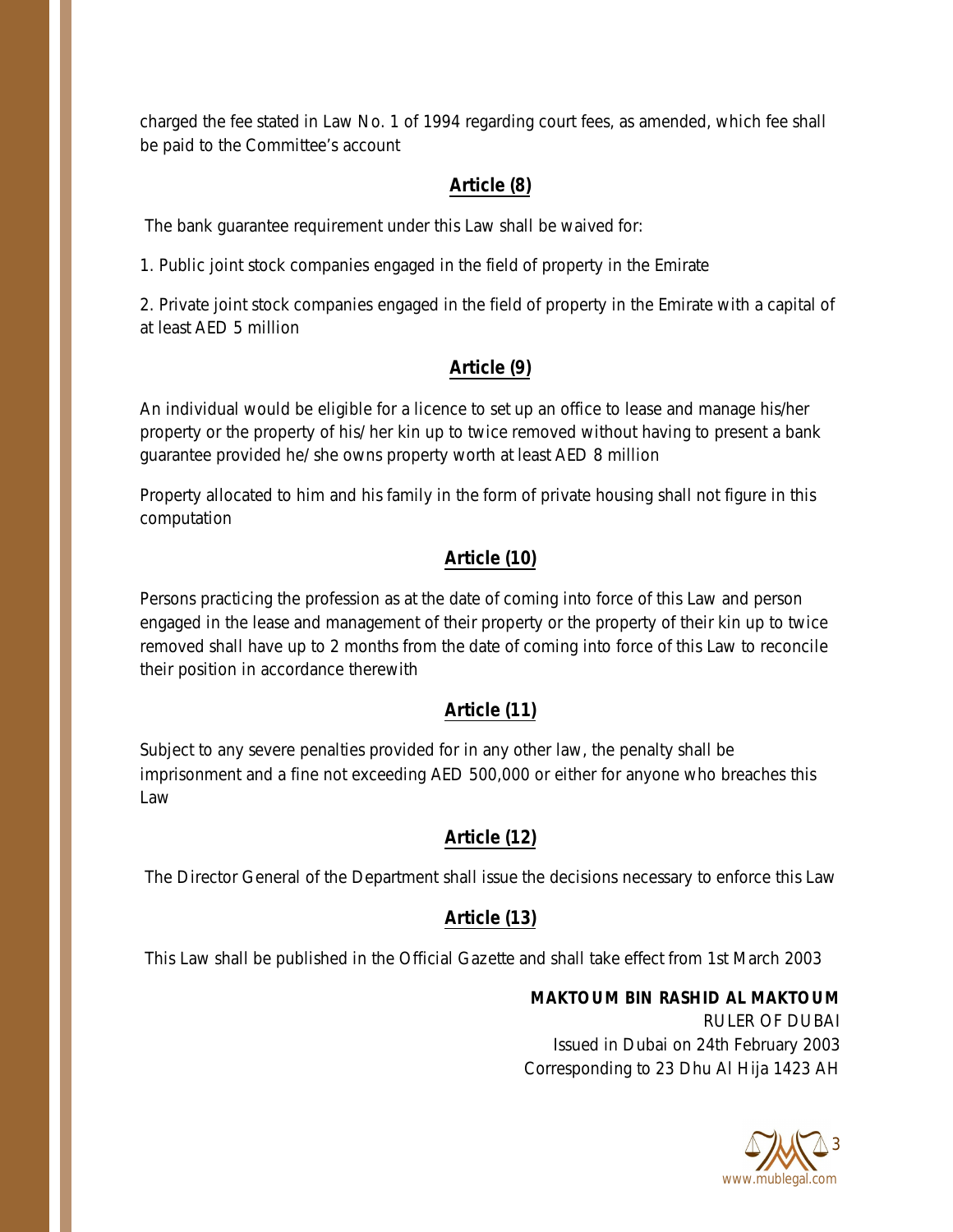charged the fee stated in Law No. 1 of 1994 regarding court fees, as amended, which fee shall be paid to the Committee's account

## Article (8)

The bank guarantee requirement under this Law shall be waived for:

1. Public joint stock companies engaged in the field of property in the Emirate

2. Private joint stock companies engaged in the field of property in the Emirate with a capital of at least AED 5 million

## Article (9)

An individual would be eligible for a licence to set up an office to lease and manage his/her property or the property of his/ her kin up to twice removed without having to present a bank guarantee provided he/ she owns property worth at least AED 8 million

Property allocated to him and his family in the form of private housing shall not figure in this computation

## Article (10)

Persons practicing the profession as at the date of coming into force of this Law and person engaged in the lease and management of their property or the property of their kin up to twice removed shall have up to 2 months from the date of coming into force of this Law to reconcile their position in accordance therewith

## Article (11)

Subject to any severe penalties provided for in any other law, the penalty shall be imprisonment and a fine not exceeding AED 500,000 or either for anyone who breaches this Law

## Article (12)

The Director General of the Department shall issue the decisions necessary to enforce this Law

## Article (13)

This Law shall be published in the Official Gazette and shall take effect from 1st March 2003

**MAKTOUM BIN RASHID AL MAKTOUM**
RULER OF DUBAI
Issued in Dubai on 24th February 2003
Corresponding to 23 Dhu Al Hija 1423 AH